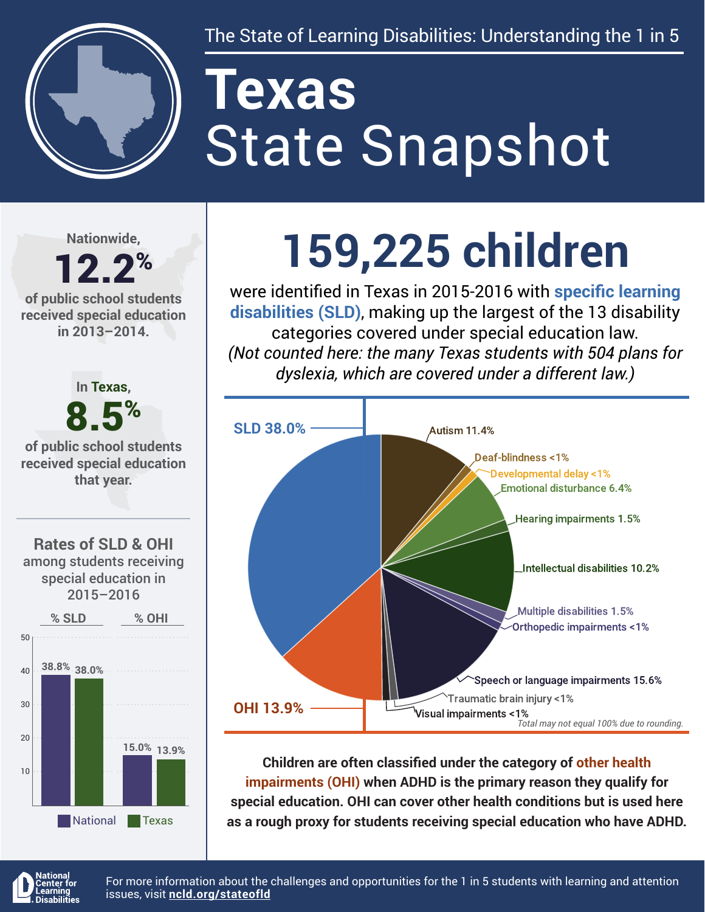The State of Learning Disabilities: Understanding the 1 in 5

# Texas
# State Snapshot

Nationwide,

**12.2%**

of public school students received special education in 2013–2014.

In Texas,

**8.5%**

of public school students received special education that year.

## 159,225 children

were identified in Texas in 2015-2016 with **specific learning disabilities (SLD)**, making up the largest of the 13 disability categories covered under special education law. *(Not counted here: the many Texas students with 504 plans for dyslexia, which are covered under a different law.)*

| Category | % |
| --- | --- |
| SLD | 38.0% |
| Autism | 11.4% |
| Deaf-blindness | <1% |
| Developmental delay | <1% |
| Emotional disturbance | 6.4% |
| Hearing impairments | 1.5% |
| Intellectual disabilities | 10.2% |
| Multiple disabilities | 1.5% |
| Orthopedic impairments | <1% |
| Speech or language impairments | 15.6% |
| Traumatic brain injury | <1% |
| Visual impairments | <1% |
| OHI | 13.9% |

*Total may not equal 100% due to rounding.*

### Rates of SLD & OHI among students receiving special education in 2015–2016

| | % SLD | % OHI |
| --- | --- | --- |
| National | 38.8% | 15.0% |
| Texas | 38.0% | 13.9% |

**Children are often classified under the category of other health impairments (OHI) when ADHD is the primary reason they qualify for special education. OHI can cover other health conditions but is used here as a rough proxy for students receiving special education who have ADHD.**

National Center for Learning Disabilities

For more information about the challenges and opportunities for the 1 in 5 students with learning and attention issues, visit **ncld.org/stateofld**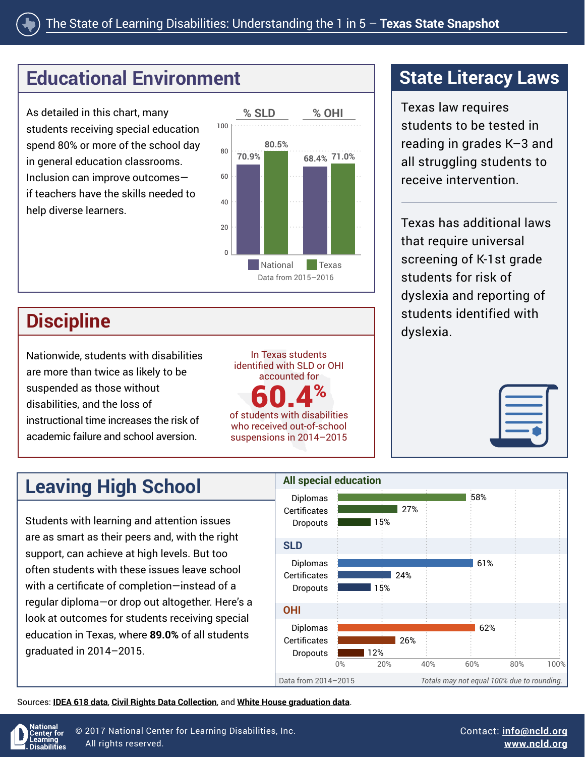# The State of Learning Disabilities: Understanding the 1 in 5 – **Texas State Snapshot**

## Educational Environment

As detailed in this chart, many students receiving special education spend 80% or more of the school day in general education classrooms. Inclusion can improve outcomes—if teachers have the skills needed to help diverse learners.

% SLD
% OHI
100
80
60
40
20
0
70.9%
80.5%
68.4%
71.0%
National
Texas
Data from 2015–2016

## State Literacy Laws

Texas law requires students to be tested in reading in grades K–3 and all struggling students to receive intervention.

Texas has additional laws that require universal screening of K-1st grade students for risk of dyslexia and reporting of students identified with dyslexia.

## Discipline

Nationwide, students with disabilities are more than twice as likely to be suspended as those without disabilities, and the loss of instructional time increases the risk of academic failure and school aversion.

In Texas students identified with SLD or OHI accounted for **60.4%** of students with disabilities who received out-of-school suspensions in 2014–2015

## Leaving High School

Students with learning and attention issues are as smart as their peers and, with the right support, can achieve at high levels. But too often students with these issues leave school with a certificate of completion—instead of a regular diploma—or drop out altogether. Here's a look at outcomes for students receiving special education in Texas, where **89.0%** of all students graduated in 2014–2015.

**All special education**
Diplomas 58%
Certificates 27%
Dropouts 15%

**SLD**
Diplomas 61%
Certificates 24%
Dropouts 15%

**OHI**
Diplomas 62%
Certificates 26%
Dropouts 12%

0% 20% 40% 60% 80% 100%

Data from 2014–2015

*Totals may not equal 100% due to rounding.*

Sources: **IDEA 618 data**, **Civil Rights Data Collection**, and **White House graduation data**.

National Center for Learning Disabilities

© 2017 National Center for Learning Disabilities, Inc. All rights reserved.

Contact: **info@ncld.org** **www.ncld.org**